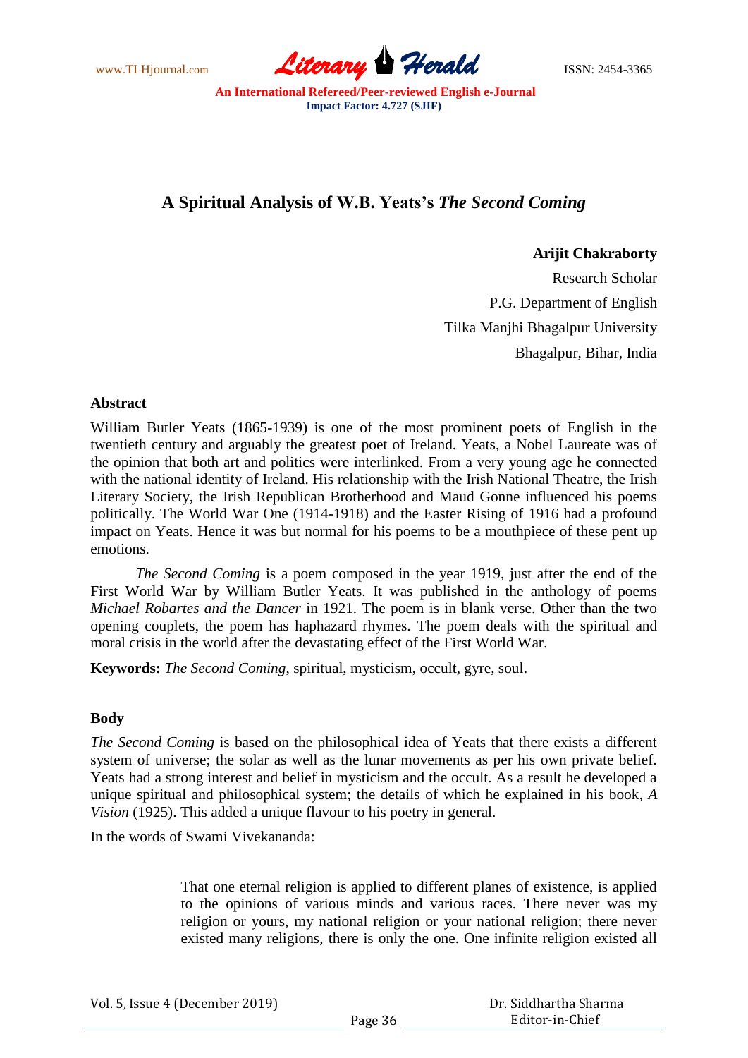# A Spiritual Analysis of W.B. Yeats's *The Second Coming*

**Arijit Chakraborty**

Research Scholar
P.G. Department of English
Tilka Manjhi Bhagalpur University
Bhagalpur, Bihar, India

## Abstract

William Butler Yeats (1865-1939) is one of the most prominent poets of English in the twentieth century and arguably the greatest poet of Ireland. Yeats, a Nobel Laureate was of the opinion that both art and politics were interlinked. From a very young age he connected with the national identity of Ireland. His relationship with the Irish National Theatre, the Irish Literary Society, the Irish Republican Brotherhood and Maud Gonne influenced his poems politically. The World War One (1914-1918) and the Easter Rising of 1916 had a profound impact on Yeats. Hence it was but normal for his poems to be a mouthpiece of these pent up emotions.

*The Second Coming* is a poem composed in the year 1919, just after the end of the First World War by William Butler Yeats. It was published in the anthology of poems *Michael Robartes and the Dancer* in 1921. The poem is in blank verse. Other than the two opening couplets, the poem has haphazard rhymes. The poem deals with the spiritual and moral crisis in the world after the devastating effect of the First World War.

**Keywords:** *The Second Coming*, spiritual, mysticism, occult, gyre, soul.

## Body

*The Second Coming* is based on the philosophical idea of Yeats that there exists a different system of universe; the solar as well as the lunar movements as per his own private belief. Yeats had a strong interest and belief in mysticism and the occult. As a result he developed a unique spiritual and philosophical system; the details of which he explained in his book, *A Vision* (1925). This added a unique flavour to his poetry in general.

In the words of Swami Vivekananda:

> That one eternal religion is applied to different planes of existence, is applied to the opinions of various minds and various races. There never was my religion or yours, my national religion or your national religion; there never existed many religions, there is only the one. One infinite religion existed all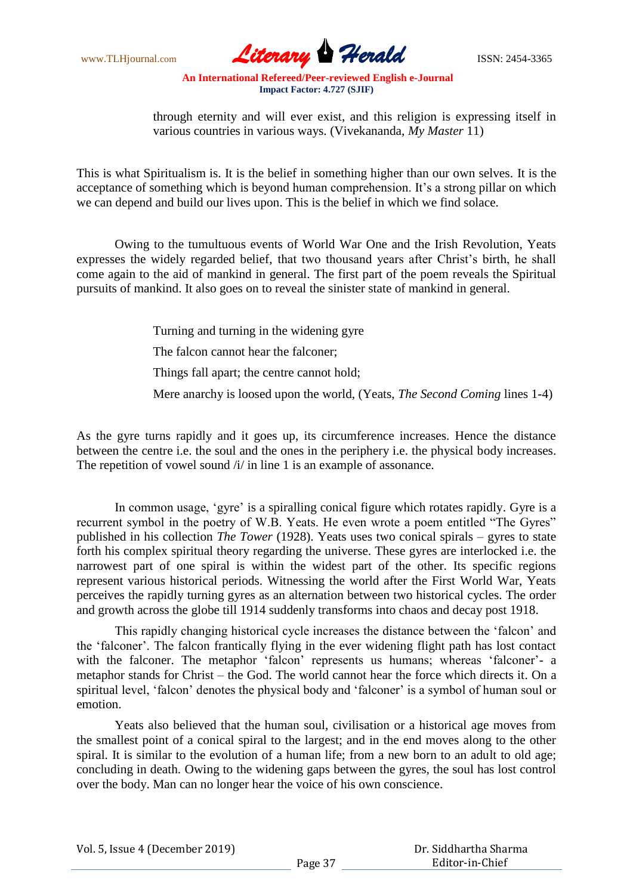> through eternity and will ever exist, and this religion is expressing itself in various countries in various ways. (Vivekananda, *My Master* 11)

This is what Spiritualism is. It is the belief in something higher than our own selves. It is the acceptance of something which is beyond human comprehension. It's a strong pillar on which we can depend and build our lives upon. This is the belief in which we find solace.

Owing to the tumultuous events of World War One and the Irish Revolution, Yeats expresses the widely regarded belief, that two thousand years after Christ's birth, he shall come again to the aid of mankind in general. The first part of the poem reveals the Spiritual pursuits of mankind. It also goes on to reveal the sinister state of mankind in general.

> Turning and turning in the widening gyre
>
> The falcon cannot hear the falconer;
>
> Things fall apart; the centre cannot hold;
>
> Mere anarchy is loosed upon the world, (Yeats, *The Second Coming* lines 1-4)

As the gyre turns rapidly and it goes up, its circumference increases. Hence the distance between the centre i.e. the soul and the ones in the periphery i.e. the physical body increases. The repetition of vowel sound /i/ in line 1 is an example of assonance.

In common usage, 'gyre' is a spiralling conical figure which rotates rapidly. Gyre is a recurrent symbol in the poetry of W.B. Yeats. He even wrote a poem entitled "The Gyres" published in his collection *The Tower* (1928). Yeats uses two conical spirals – gyres to state forth his complex spiritual theory regarding the universe. These gyres are interlocked i.e. the narrowest part of one spiral is within the widest part of the other. Its specific regions represent various historical periods. Witnessing the world after the First World War, Yeats perceives the rapidly turning gyres as an alternation between two historical cycles. The order and growth across the globe till 1914 suddenly transforms into chaos and decay post 1918.

This rapidly changing historical cycle increases the distance between the 'falcon' and the 'falconer'. The falcon frantically flying in the ever widening flight path has lost contact with the falconer. The metaphor 'falcon' represents us humans; whereas 'falconer'- a metaphor stands for Christ – the God. The world cannot hear the force which directs it. On a spiritual level, 'falcon' denotes the physical body and 'falconer' is a symbol of human soul or emotion.

Yeats also believed that the human soul, civilisation or a historical age moves from the smallest point of a conical spiral to the largest; and in the end moves along to the other spiral. It is similar to the evolution of a human life; from a new born to an adult to old age; concluding in death. Owing to the widening gaps between the gyres, the soul has lost control over the body. Man can no longer hear the voice of his own conscience.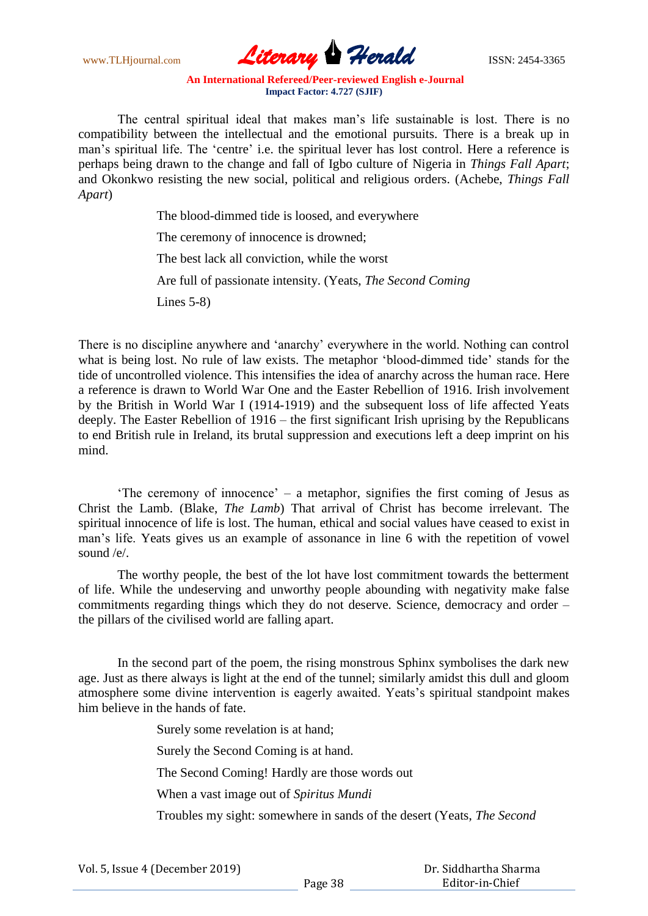The central spiritual ideal that makes man's life sustainable is lost. There is no compatibility between the intellectual and the emotional pursuits. There is a break up in man's spiritual life. The 'centre' i.e. the spiritual lever has lost control. Here a reference is perhaps being drawn to the change and fall of Igbo culture of Nigeria in *Things Fall Apart*; and Okonkwo resisting the new social, political and religious orders. (Achebe, *Things Fall Apart*)

> The blood-dimmed tide is loosed, and everywhere
>
> The ceremony of innocence is drowned;
>
> The best lack all conviction, while the worst
>
> Are full of passionate intensity. (Yeats, *The Second Coming*
>
> Lines 5-8)

There is no discipline anywhere and 'anarchy' everywhere in the world. Nothing can control what is being lost. No rule of law exists. The metaphor 'blood-dimmed tide' stands for the tide of uncontrolled violence. This intensifies the idea of anarchy across the human race. Here a reference is drawn to World War One and the Easter Rebellion of 1916. Irish involvement by the British in World War I (1914-1919) and the subsequent loss of life affected Yeats deeply. The Easter Rebellion of 1916 – the first significant Irish uprising by the Republicans to end British rule in Ireland, its brutal suppression and executions left a deep imprint on his mind.

'The ceremony of innocence' – a metaphor, signifies the first coming of Jesus as Christ the Lamb. (Blake, *The Lamb*) That arrival of Christ has become irrelevant. The spiritual innocence of life is lost. The human, ethical and social values have ceased to exist in man's life. Yeats gives us an example of assonance in line 6 with the repetition of vowel sound /e/.

The worthy people, the best of the lot have lost commitment towards the betterment of life. While the undeserving and unworthy people abounding with negativity make false commitments regarding things which they do not deserve. Science, democracy and order – the pillars of the civilised world are falling apart.

In the second part of the poem, the rising monstrous Sphinx symbolises the dark new age. Just as there always is light at the end of the tunnel; similarly amidst this dull and gloom atmosphere some divine intervention is eagerly awaited. Yeats's spiritual standpoint makes him believe in the hands of fate.

> Surely some revelation is at hand;
>
> Surely the Second Coming is at hand.
>
> The Second Coming! Hardly are those words out
>
> When a vast image out of *Spiritus Mundi*
>
> Troubles my sight: somewhere in sands of the desert (Yeats, *The Second*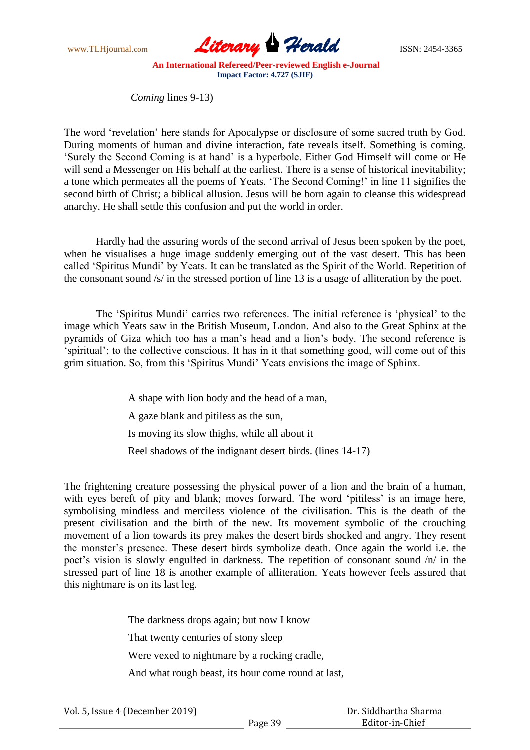*Coming* lines 9-13)

The word 'revelation' here stands for Apocalypse or disclosure of some sacred truth by God. During moments of human and divine interaction, fate reveals itself. Something is coming. 'Surely the Second Coming is at hand' is a hyperbole. Either God Himself will come or He will send a Messenger on His behalf at the earliest. There is a sense of historical inevitability; a tone which permeates all the poems of Yeats. 'The Second Coming!' in line 11 signifies the second birth of Christ; a biblical allusion. Jesus will be born again to cleanse this widespread anarchy. He shall settle this confusion and put the world in order.

Hardly had the assuring words of the second arrival of Jesus been spoken by the poet, when he visualises a huge image suddenly emerging out of the vast desert. This has been called 'Spiritus Mundi' by Yeats. It can be translated as the Spirit of the World. Repetition of the consonant sound /s/ in the stressed portion of line 13 is a usage of alliteration by the poet.

The 'Spiritus Mundi' carries two references. The initial reference is 'physical' to the image which Yeats saw in the British Museum, London. And also to the Great Sphinx at the pyramids of Giza which too has a man's head and a lion's body. The second reference is 'spiritual'; to the collective conscious. It has in it that something good, will come out of this grim situation. So, from this 'Spiritus Mundi' Yeats envisions the image of Sphinx.

> A shape with lion body and the head of a man,
>
> A gaze blank and pitiless as the sun,
>
> Is moving its slow thighs, while all about it
>
> Reel shadows of the indignant desert birds. (lines 14-17)

The frightening creature possessing the physical power of a lion and the brain of a human, with eyes bereft of pity and blank; moves forward. The word 'pitiless' is an image here, symbolising mindless and merciless violence of the civilisation. This is the death of the present civilisation and the birth of the new. Its movement symbolic of the crouching movement of a lion towards its prey makes the desert birds shocked and angry. They resent the monster's presence. These desert birds symbolize death. Once again the world i.e. the poet's vision is slowly engulfed in darkness. The repetition of consonant sound /n/ in the stressed part of line 18 is another example of alliteration. Yeats however feels assured that this nightmare is on its last leg.

> The darkness drops again; but now I know
>
> That twenty centuries of stony sleep
>
> Were vexed to nightmare by a rocking cradle,
>
> And what rough beast, its hour come round at last,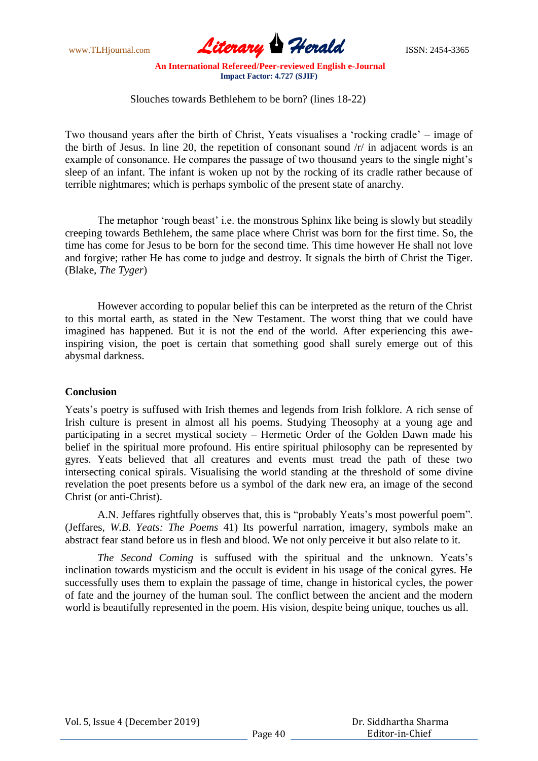Slouches towards Bethlehem to be born? (lines 18-22)

Two thousand years after the birth of Christ, Yeats visualises a 'rocking cradle' – image of the birth of Jesus. In line 20, the repetition of consonant sound /r/ in adjacent words is an example of consonance. He compares the passage of two thousand years to the single night's sleep of an infant. The infant is woken up not by the rocking of its cradle rather because of terrible nightmares; which is perhaps symbolic of the present state of anarchy.

The metaphor 'rough beast' i.e. the monstrous Sphinx like being is slowly but steadily creeping towards Bethlehem, the same place where Christ was born for the first time. So, the time has come for Jesus to be born for the second time. This time however He shall not love and forgive; rather He has come to judge and destroy. It signals the birth of Christ the Tiger. (Blake, *The Tyger*)

However according to popular belief this can be interpreted as the return of the Christ to this mortal earth, as stated in the New Testament. The worst thing that we could have imagined has happened. But it is not the end of the world. After experiencing this awe-inspiring vision, the poet is certain that something good shall surely emerge out of this abysmal darkness.

**Conclusion**

Yeats's poetry is suffused with Irish themes and legends from Irish folklore. A rich sense of Irish culture is present in almost all his poems. Studying Theosophy at a young age and participating in a secret mystical society – Hermetic Order of the Golden Dawn made his belief in the spiritual more profound. His entire spiritual philosophy can be represented by gyres. Yeats believed that all creatures and events must tread the path of these two intersecting conical spirals. Visualising the world standing at the threshold of some divine revelation the poet presents before us a symbol of the dark new era, an image of the second Christ (or anti-Christ).

A.N. Jeffares rightfully observes that, this is "probably Yeats's most powerful poem". (Jeffares, *W.B. Yeats: The Poems* 41) Its powerful narration, imagery, symbols make an abstract fear stand before us in flesh and blood. We not only perceive it but also relate to it.

*The Second Coming* is suffused with the spiritual and the unknown. Yeats's inclination towards mysticism and the occult is evident in his usage of the conical gyres. He successfully uses them to explain the passage of time, change in historical cycles, the power of fate and the journey of the human soul. The conflict between the ancient and the modern world is beautifully represented in the poem. His vision, despite being unique, touches us all.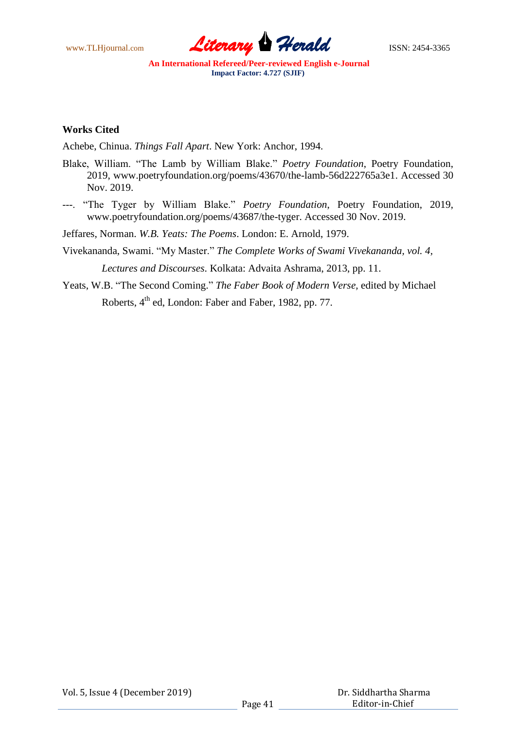**Works Cited**

Achebe, Chinua. *Things Fall Apart*. New York: Anchor, 1994.

Blake, William. "The Lamb by William Blake." *Poetry Foundation*, Poetry Foundation, 2019, www.poetryfoundation.org/poems/43670/the-lamb-56d222765a3e1. Accessed 30 Nov. 2019.

---. "The Tyger by William Blake." *Poetry Foundation*, Poetry Foundation, 2019, www.poetryfoundation.org/poems/43687/the-tyger. Accessed 30 Nov. 2019.

Jeffares, Norman. *W.B. Yeats: The Poems*. London: E. Arnold, 1979.

Vivekananda, Swami. "My Master." *The Complete Works of Swami Vivekananda, vol. 4, Lectures and Discourses*. Kolkata: Advaita Ashrama, 2013, pp. 11.

Yeats, W.B. "The Second Coming." *The Faber Book of Modern Verse,* edited by Michael Roberts, 4th ed, London: Faber and Faber, 1982, pp. 77.